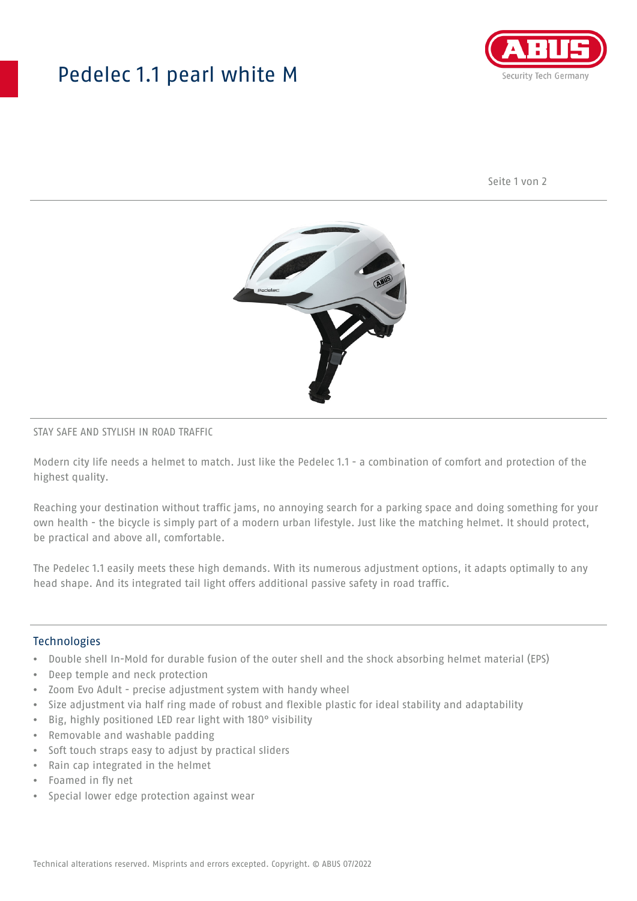# Pedelec 1.1 pearl white M

STAY SAFE AND STYLISH IN ROAD TRAFFIC

Modern city life needs a helmet to match. Just like the Pedelec 1.1 - a combination of comfort and protection of the highest quality.

Reaching your destination without traffic jams, no annoying search for a parking space and doing something for your own health - the bicycle is simply part of a modern urban lifestyle. Just like the matching helmet. It should protect, be practical and above all, comfortable.

The Pedelec 1.1 easily meets these high demands. With its numerous adjustment options, it adapts optimally to any head shape. And its integrated tail light offers additional passive safety in road traffic.

## Technologies

- Double shell In-Mold for durable fusion of the outer shell and the shock absorbing helmet material (EPS)
- Deep temple and neck protection
- Zoom Evo Adult - precise adjustment system with handy wheel
- Size adjustment via half ring made of robust and flexible plastic for ideal stability and adaptability
- Big, highly positioned LED rear light with 180° visibility
- Removable and washable padding
- Soft touch straps easy to adjust by practical sliders
- Rain cap integrated in the helmet
- Foamed in fly net
- Special lower edge protection against wear

Technical alterations reserved. Misprints and errors excepted. Copyright. © ABUS 07/2022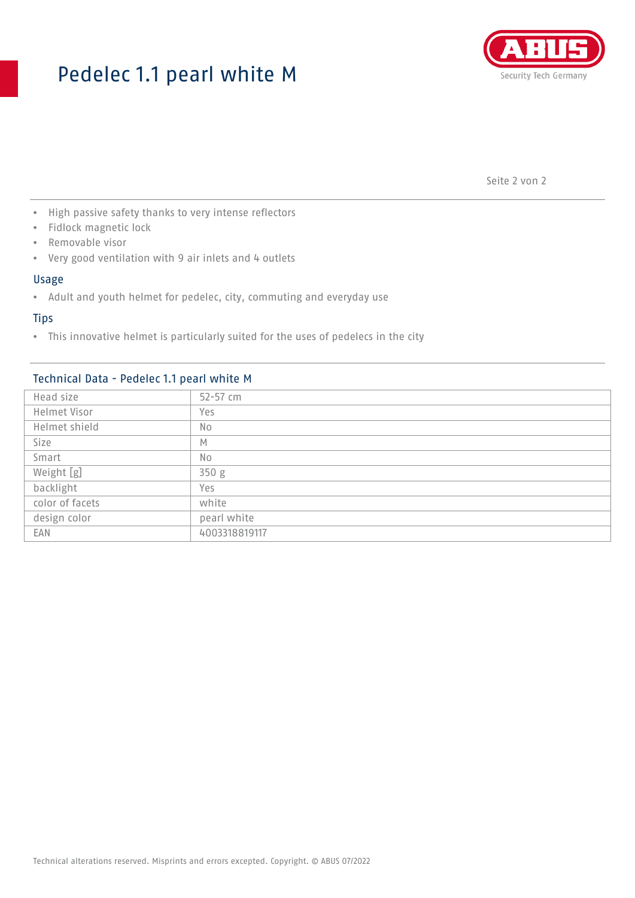- High passive safety thanks to very intense reflectors
- Fidlock magnetic lock
- Removable visor
- Very good ventilation with 9 air inlets and 4 outlets

## Usage

- Adult and youth helmet for pedelec, city, commuting and everyday use

## Tips

- This innovative helmet is particularly suited for the uses of pedelecs in the city

## Technical Data - Pedelec 1.1 pearl white M

| | |
|---|---|
| Head size | 52-57 cm |
| Helmet Visor | Yes |
| Helmet shield | No |
| Size | M |
| Smart | No |
| Weight [g] | 350 g |
| backlight | Yes |
| color of facets | white |
| design color | pearl white |
| EAN | 4003318819117 |

Technical alterations reserved. Misprints and errors excepted. Copyright. © ABUS 07/2022